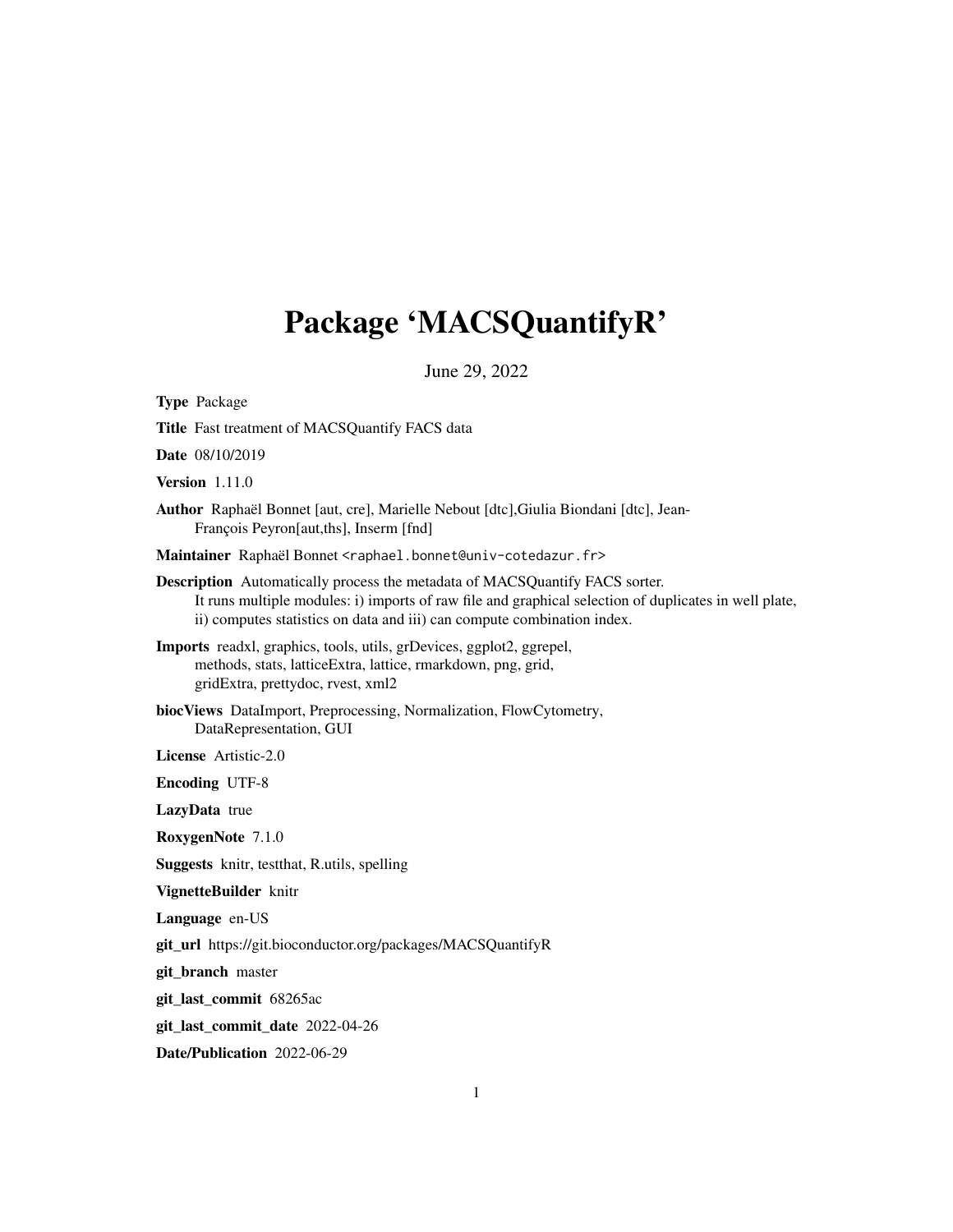# Package 'MACSQuantifyR'

June 29, 2022

**Type** Package

**Title** Fast treatment of MACSQuantify FACS data

**Date** 08/10/2019

**Version** 1.11.0

**Author** Raphaël Bonnet [aut, cre], Marielle Nebout [dtc],Giulia Biondani [dtc], Jean-François Peyron[aut,ths], Inserm [fnd]

**Maintainer** Raphaël Bonnet <raphael.bonnet@univ-cotedazur.fr>

**Description** Automatically process the metadata of MACSQuantify FACS sorter.
It runs multiple modules: i) imports of raw file and graphical selection of duplicates in well plate,
ii) computes statistics on data and iii) can compute combination index.

**Imports** readxl, graphics, tools, utils, grDevices, ggplot2, ggrepel,
methods, stats, latticeExtra, lattice, rmarkdown, png, grid,
gridExtra, prettydoc, rvest, xml2

**biocViews** DataImport, Preprocessing, Normalization, FlowCytometry,
DataRepresentation, GUI

**License** Artistic-2.0

**Encoding** UTF-8

**LazyData** true

**RoxygenNote** 7.1.0

**Suggests** knitr, testthat, R.utils, spelling

**VignetteBuilder** knitr

**Language** en-US

**git_url** https://git.bioconductor.org/packages/MACSQuantifyR

**git_branch** master

**git_last_commit** 68265ac

**git_last_commit_date** 2022-04-26

**Date/Publication** 2022-06-29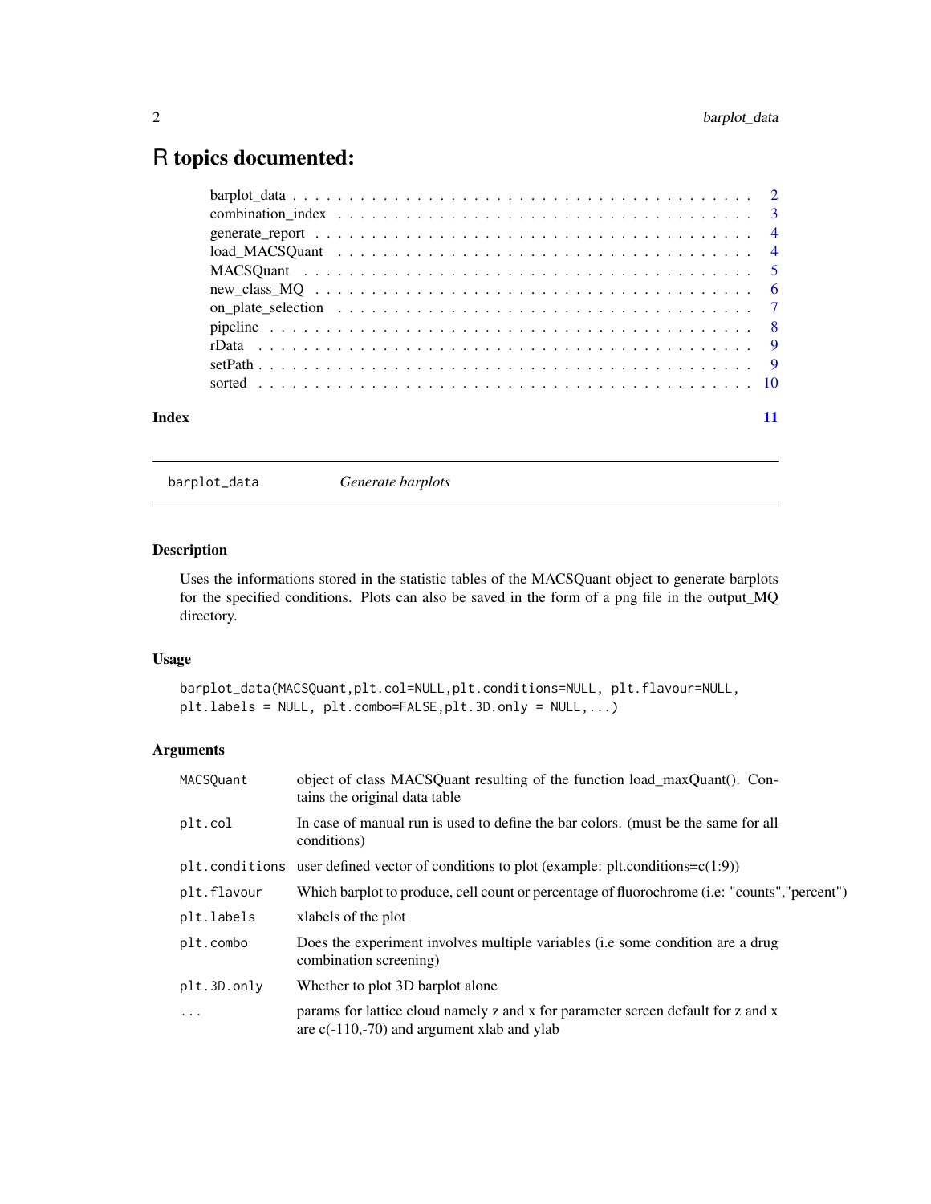# R topics documented:

| | |
|---|---|
| barplot_data | 2 |
| combination_index | 3 |
| generate_report | 4 |
| load_MACSQuant | 4 |
| MACSQuant | 5 |
| new_class_MQ | 6 |
| on_plate_selection | 7 |
| pipeline | 8 |
| rData | 9 |
| setPath | 9 |
| sorted | 10 |

**Index** 11

---

## barplot_data — *Generate barplots*

---

### Description

Uses the informations stored in the statistic tables of the MACSQuant object to generate barplots for the specified conditions. Plots can also be saved in the form of a png file in the output_MQ directory.

### Usage

```
barplot_data(MACSQuant,plt.col=NULL,plt.conditions=NULL, plt.flavour=NULL,
plt.labels = NULL, plt.combo=FALSE,plt.3D.only = NULL,...)
```

### Arguments

| | |
|---|---|
| `MACSQuant` | object of class MACSQuant resulting of the function load_maxQuant(). Contains the original data table |
| `plt.col` | In case of manual run is used to define the bar colors. (must be the same for all conditions) |
| `plt.conditions` | user defined vector of conditions to plot (example: plt.conditions=c(1:9)) |
| `plt.flavour` | Which barplot to produce, cell count or percentage of fluorochrome (i.e: "counts","percent") |
| `plt.labels` | xlabels of the plot |
| `plt.combo` | Does the experiment involves multiple variables (i.e some condition are a drug combination screening) |
| `plt.3D.only` | Whether to plot 3D barplot alone |
| `...` | params for lattice cloud namely z and x for parameter screen default for z and x are c(-110,-70) and argument xlab and ylab |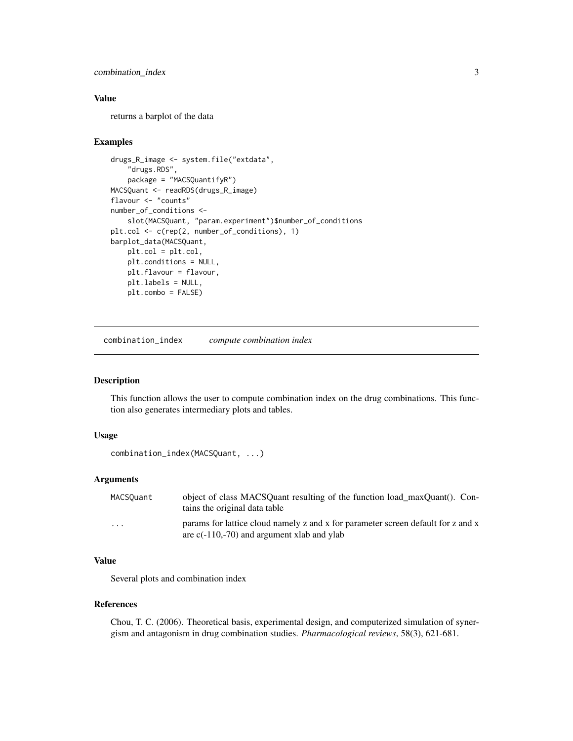### Value

returns a barplot of the data

### Examples

```
drugs_R_image <- system.file("extdata",
    "drugs.RDS",
    package = "MACSQuantifyR")
MACSQuant <- readRDS(drugs_R_image)
flavour <- "counts"
number_of_conditions <-
    slot(MACSQuant, "param.experiment")$number_of_conditions
plt.col <- c(rep(2, number_of_conditions), 1)
barplot_data(MACSQuant,
    plt.col = plt.col,
    plt.conditions = NULL,
    plt.flavour = flavour,
    plt.labels = NULL,
    plt.combo = FALSE)
```

---

## combination_index *compute combination index*

### Description

This function allows the user to compute combination index on the drug combinations. This function also generates intermediary plots and tables.

### Usage

```
combination_index(MACSQuant, ...)
```

### Arguments

| | |
|---|---|
| MACSQuant | object of class MACSQuant resulting of the function load_maxQuant(). Contains the original data table |
| ... | params for lattice cloud namely z and x for parameter screen default for z and x are c(-110,-70) and argument xlab and ylab |

### Value

Several plots and combination index

### References

Chou, T. C. (2006). Theoretical basis, experimental design, and computerized simulation of synergism and antagonism in drug combination studies. *Pharmacological reviews*, 58(3), 621-681.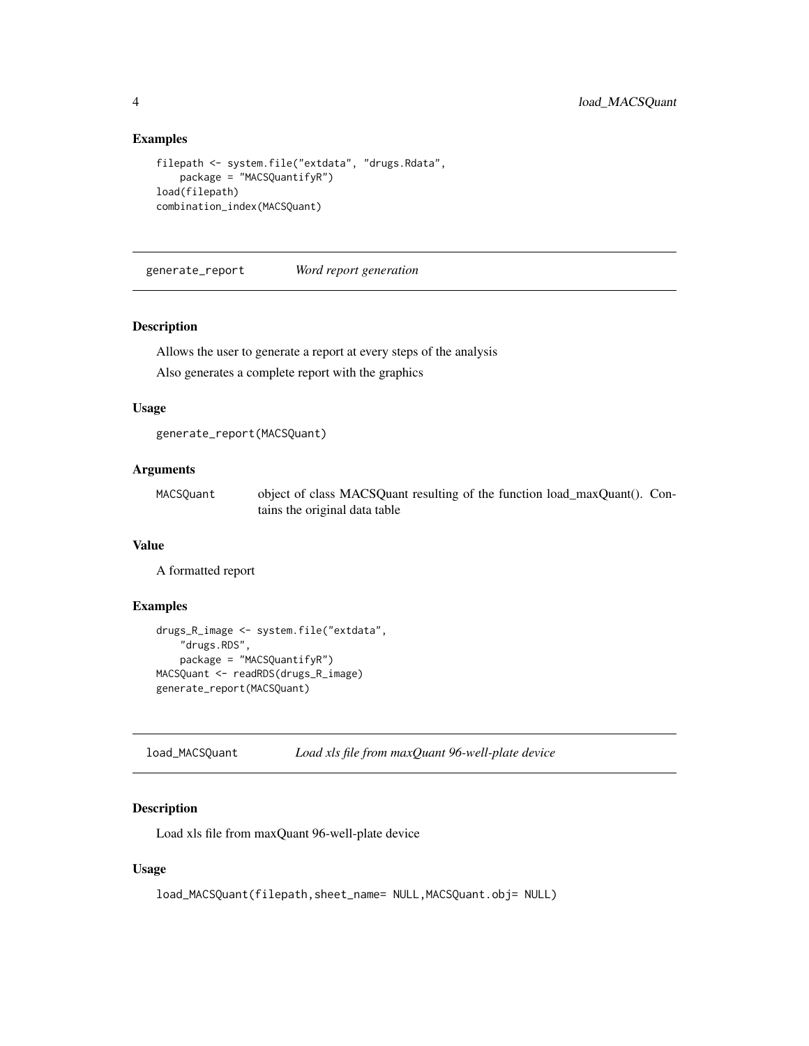## Examples

```
filepath <- system.file("extdata", "drugs.Rdata",
    package = "MACSQuantifyR")
load(filepath)
combination_index(MACSQuant)
```

---

`generate_report` *Word report generation*

---

### Description

Allows the user to generate a report at every steps of the analysis

Also generates a complete report with the graphics

### Usage

```
generate_report(MACSQuant)
```

### Arguments

| | |
|---|---|
| `MACSQuant` | object of class MACSQuant resulting of the function load_maxQuant(). Contains the original data table |

### Value

A formatted report

### Examples

```
drugs_R_image <- system.file("extdata",
    "drugs.RDS",
    package = "MACSQuantifyR")
MACSQuant <- readRDS(drugs_R_image)
generate_report(MACSQuant)
```

---

`load_MACSQuant` *Load xls file from maxQuant 96-well-plate device*

---

### Description

Load xls file from maxQuant 96-well-plate device

### Usage

```
load_MACSQuant(filepath,sheet_name= NULL,MACSQuant.obj= NULL)
```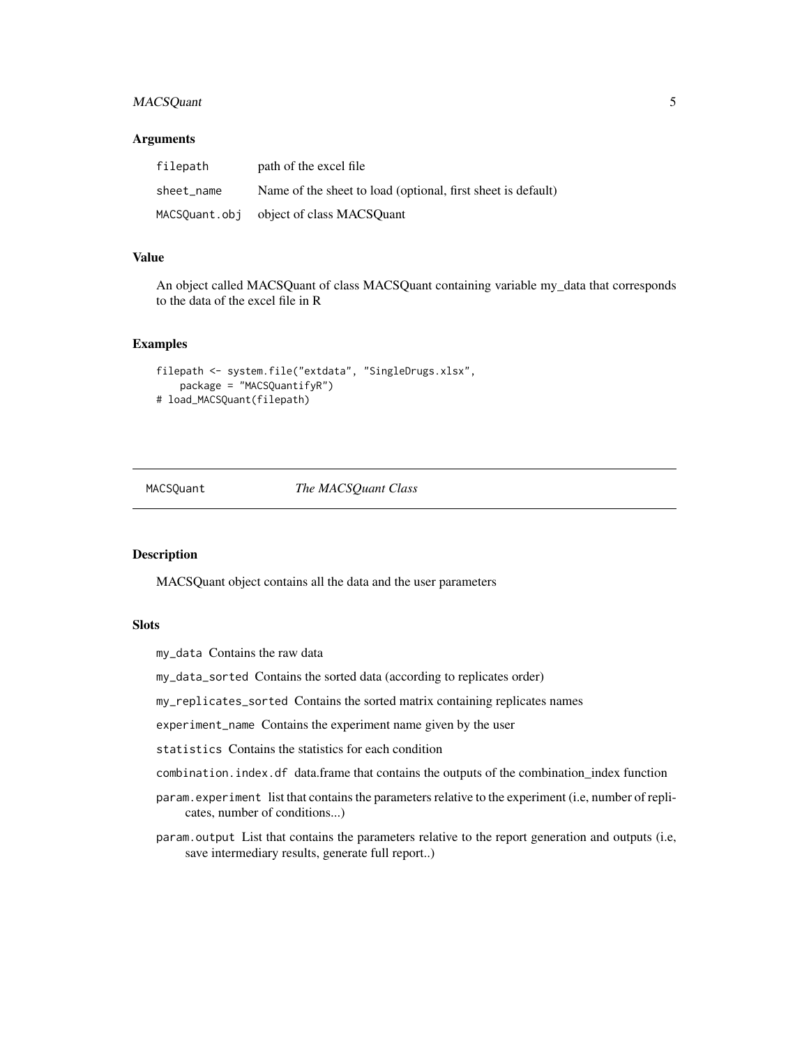### Arguments

| | |
|---|---|
| `filepath` | path of the excel file |
| `sheet_name` | Name of the sheet to load (optional, first sheet is default) |
| `MACSQuant.obj` | object of class MACSQuant |

### Value

An object called MACSQuant of class MACSQuant containing variable my_data that corresponds to the data of the excel file in R

### Examples

```
filepath <- system.file("extdata", "SingleDrugs.xlsx",
    package = "MACSQuantifyR")
# load_MACSQuant(filepath)
```

---

## MACSQuant — *The MACSQuant Class*

---

### Description

MACSQuant object contains all the data and the user parameters

### Slots

- `my_data` Contains the raw data
- `my_data_sorted` Contains the sorted data (according to replicates order)
- `my_replicates_sorted` Contains the sorted matrix containing replicates names
- `experiment_name` Contains the experiment name given by the user
- `statistics` Contains the statistics for each condition
- `combination.index.df` data.frame that contains the outputs of the combination_index function
- `param.experiment` list that contains the parameters relative to the experiment (i.e, number of replicates, number of conditions...)
- `param.output` List that contains the parameters relative to the report generation and outputs (i.e, save intermediary results, generate full report..)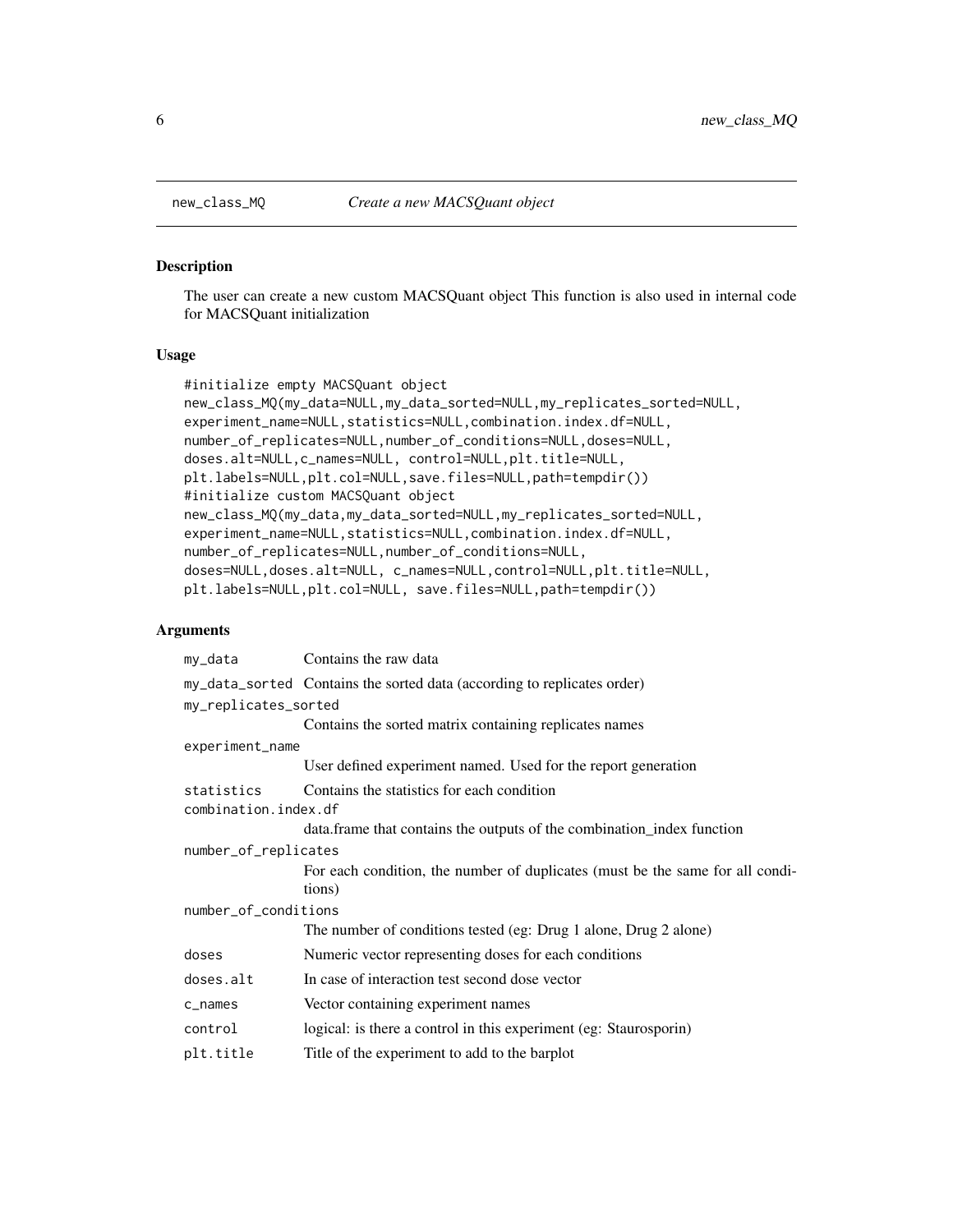# new_class_MQ — *Create a new MACSQuant object*

## Description

The user can create a new custom MACSQuant object This function is also used in internal code for MACSQuant initialization

## Usage

```
#initialize empty MACSQuant object
new_class_MQ(my_data=NULL,my_data_sorted=NULL,my_replicates_sorted=NULL,
experiment_name=NULL,statistics=NULL,combination.index.df=NULL,
number_of_replicates=NULL,number_of_conditions=NULL,doses=NULL,
doses.alt=NULL,c_names=NULL, control=NULL,plt.title=NULL,
plt.labels=NULL,plt.col=NULL,save.files=NULL,path=tempdir())
#initialize custom MACSQuant object
new_class_MQ(my_data,my_data_sorted=NULL,my_replicates_sorted=NULL,
experiment_name=NULL,statistics=NULL,combination.index.df=NULL,
number_of_replicates=NULL,number_of_conditions=NULL,
doses=NULL,doses.alt=NULL, c_names=NULL,control=NULL,plt.title=NULL,
plt.labels=NULL,plt.col=NULL, save.files=NULL,path=tempdir())
```

## Arguments

| | |
|---|---|
| `my_data` | Contains the raw data |
| `my_data_sorted` | Contains the sorted data (according to replicates order) |
| `my_replicates_sorted` | Contains the sorted matrix containing replicates names |
| `experiment_name` | User defined experiment named. Used for the report generation |
| `statistics` | Contains the statistics for each condition |
| `combination.index.df` | data.frame that contains the outputs of the combination_index function |
| `number_of_replicates` | For each condition, the number of duplicates (must be the same for all conditions) |
| `number_of_conditions` | The number of conditions tested (eg: Drug 1 alone, Drug 2 alone) |
| `doses` | Numeric vector representing doses for each conditions |
| `doses.alt` | In case of interaction test second dose vector |
| `c_names` | Vector containing experiment names |
| `control` | logical: is there a control in this experiment (eg: Staurosporin) |
| `plt.title` | Title of the experiment to add to the barplot |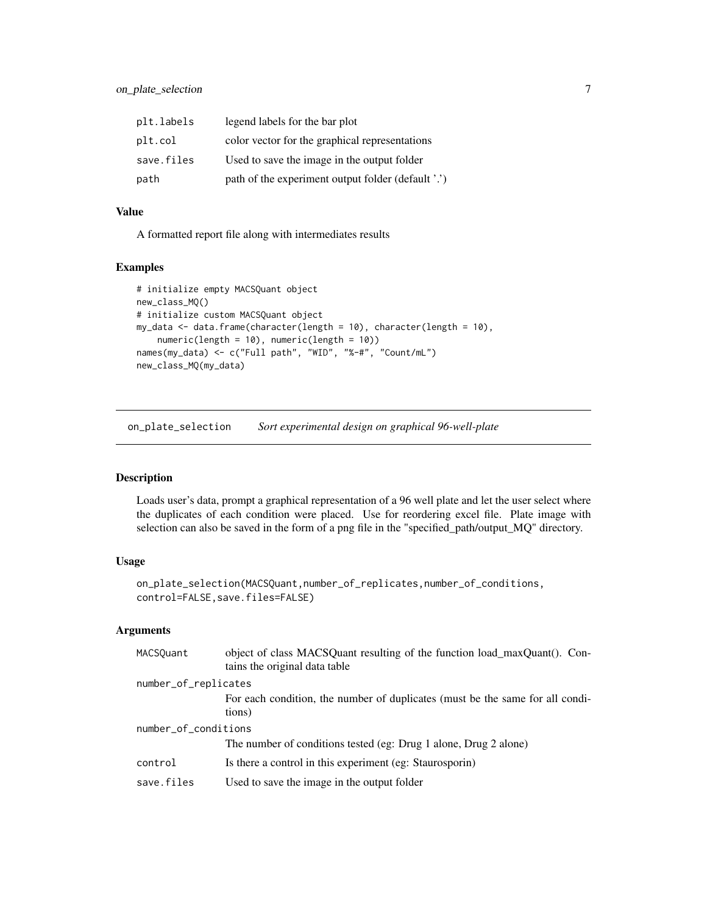| | |
|---|---|
| plt.labels | legend labels for the bar plot |
| plt.col | color vector for the graphical representations |
| save.files | Used to save the image in the output folder |
| path | path of the experiment output folder (default '.') |

### Value

A formatted report file along with intermediates results

### Examples

```
# initialize empty MACSQuant object
new_class_MQ()
# initialize custom MACSQuant object
my_data <- data.frame(character(length = 10), character(length = 10),
    numeric(length = 10), numeric(length = 10))
names(my_data) <- c("Full path", "WID", "%-#", "Count/mL")
new_class_MQ(my_data)
```

---

## on_plate_selection *Sort experimental design on graphical 96-well-plate*

### Description

Loads user's data, prompt a graphical representation of a 96 well plate and let the user select where the duplicates of each condition were placed. Use for reordering excel file. Plate image with selection can also be saved in the form of a png file in the "specified_path/output_MQ" directory.

### Usage

```
on_plate_selection(MACSQuant,number_of_replicates,number_of_conditions,
control=FALSE,save.files=FALSE)
```

### Arguments

| | |
|---|---|
| MACSQuant | object of class MACSQuant resulting of the function load_maxQuant(). Contains the original data table |
| number_of_replicates | For each condition, the number of duplicates (must be the same for all conditions) |
| number_of_conditions | The number of conditions tested (eg: Drug 1 alone, Drug 2 alone) |
| control | Is there a control in this experiment (eg: Staurosporin) |
| save.files | Used to save the image in the output folder |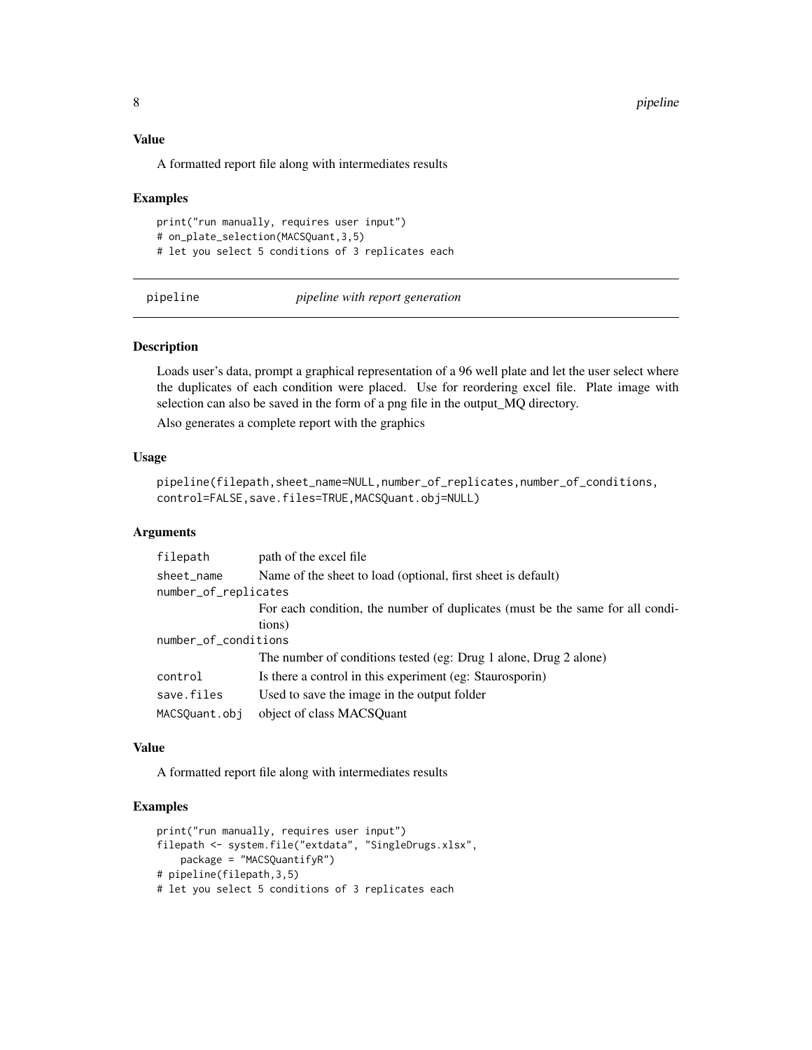### Value

A formatted report file along with intermediates results

### Examples

```
print("run manually, requires user input")
# on_plate_selection(MACSQuant,3,5)
# let you select 5 conditions of 3 replicates each
```

---

## pipeline        *pipeline with report generation*

---

### Description

Loads user's data, prompt a graphical representation of a 96 well plate and let the user select where the duplicates of each condition were placed. Use for reordering excel file. Plate image with selection can also be saved in the form of a png file in the output_MQ directory.

Also generates a complete report with the graphics

### Usage

```
pipeline(filepath,sheet_name=NULL,number_of_replicates,number_of_conditions,
control=FALSE,save.files=TRUE,MACSQuant.obj=NULL)
```

### Arguments

| | |
|---|---|
| `filepath` | path of the excel file |
| `sheet_name` | Name of the sheet to load (optional, first sheet is default) |
| `number_of_replicates` | For each condition, the number of duplicates (must be the same for all conditions) |
| `number_of_conditions` | The number of conditions tested (eg: Drug 1 alone, Drug 2 alone) |
| `control` | Is there a control in this experiment (eg: Staurosporin) |
| `save.files` | Used to save the image in the output folder |
| `MACSQuant.obj` | object of class MACSQuant |

### Value

A formatted report file along with intermediates results

### Examples

```
print("run manually, requires user input")
filepath <- system.file("extdata", "SingleDrugs.xlsx",
    package = "MACSQuantifyR")
# pipeline(filepath,3,5)
# let you select 5 conditions of 3 replicates each
```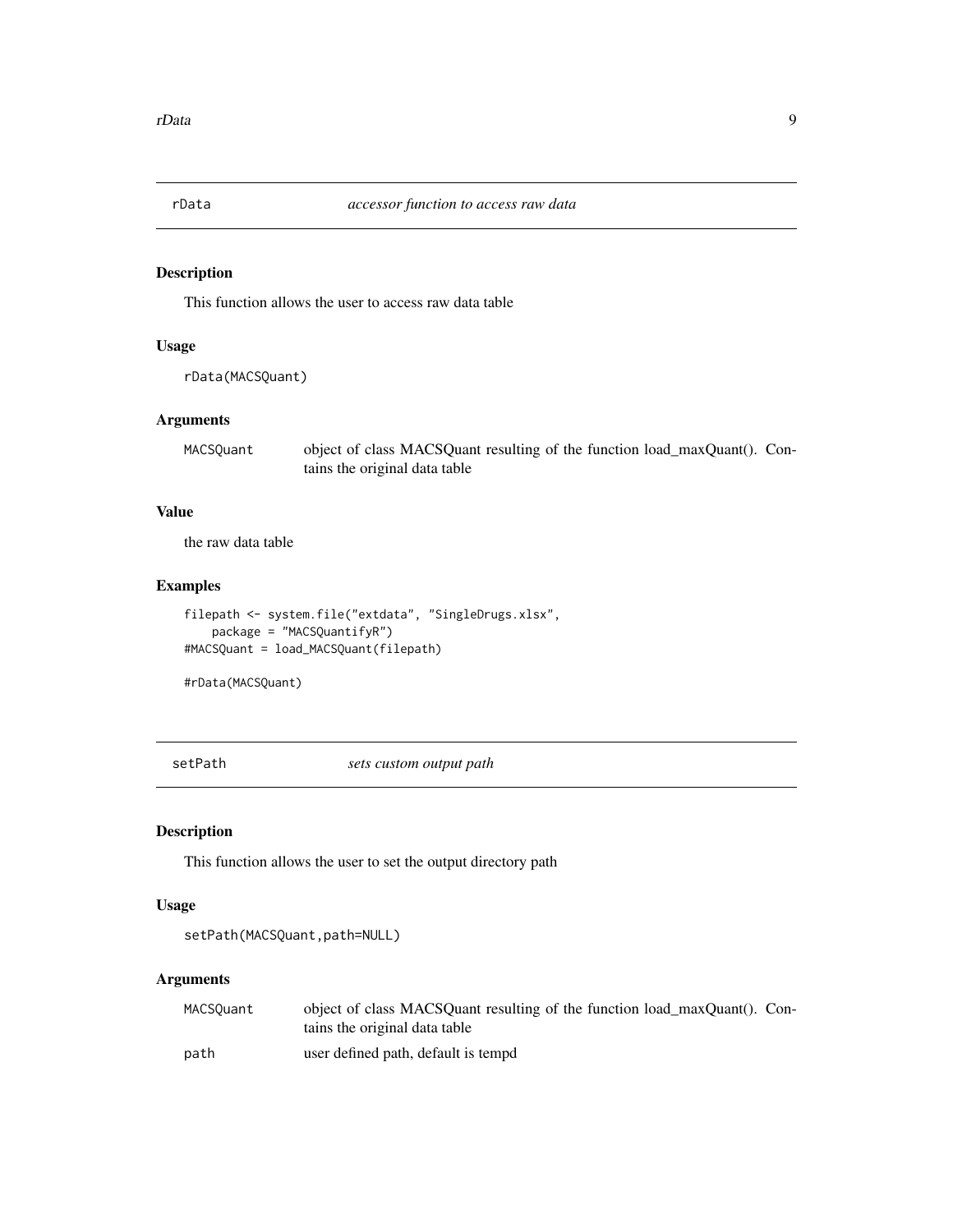## rData *accessor function to access raw data*

### Description

This function allows the user to access raw data table

### Usage

```
rData(MACSQuant)
```

### Arguments

| | |
|---|---|
| MACSQuant | object of class MACSQuant resulting of the function load_maxQuant(). Contains the original data table |

### Value

the raw data table

### Examples

```
filepath <- system.file("extdata", "SingleDrugs.xlsx",
    package = "MACSQuantifyR")
#MACSQuant = load_MACSQuant(filepath)

#rData(MACSQuant)
```

## setPath *sets custom output path*

### Description

This function allows the user to set the output directory path

### Usage

```
setPath(MACSQuant,path=NULL)
```

### Arguments

| | |
|---|---|
| MACSQuant | object of class MACSQuant resulting of the function load_maxQuant(). Contains the original data table |
| path | user defined path, default is tempd |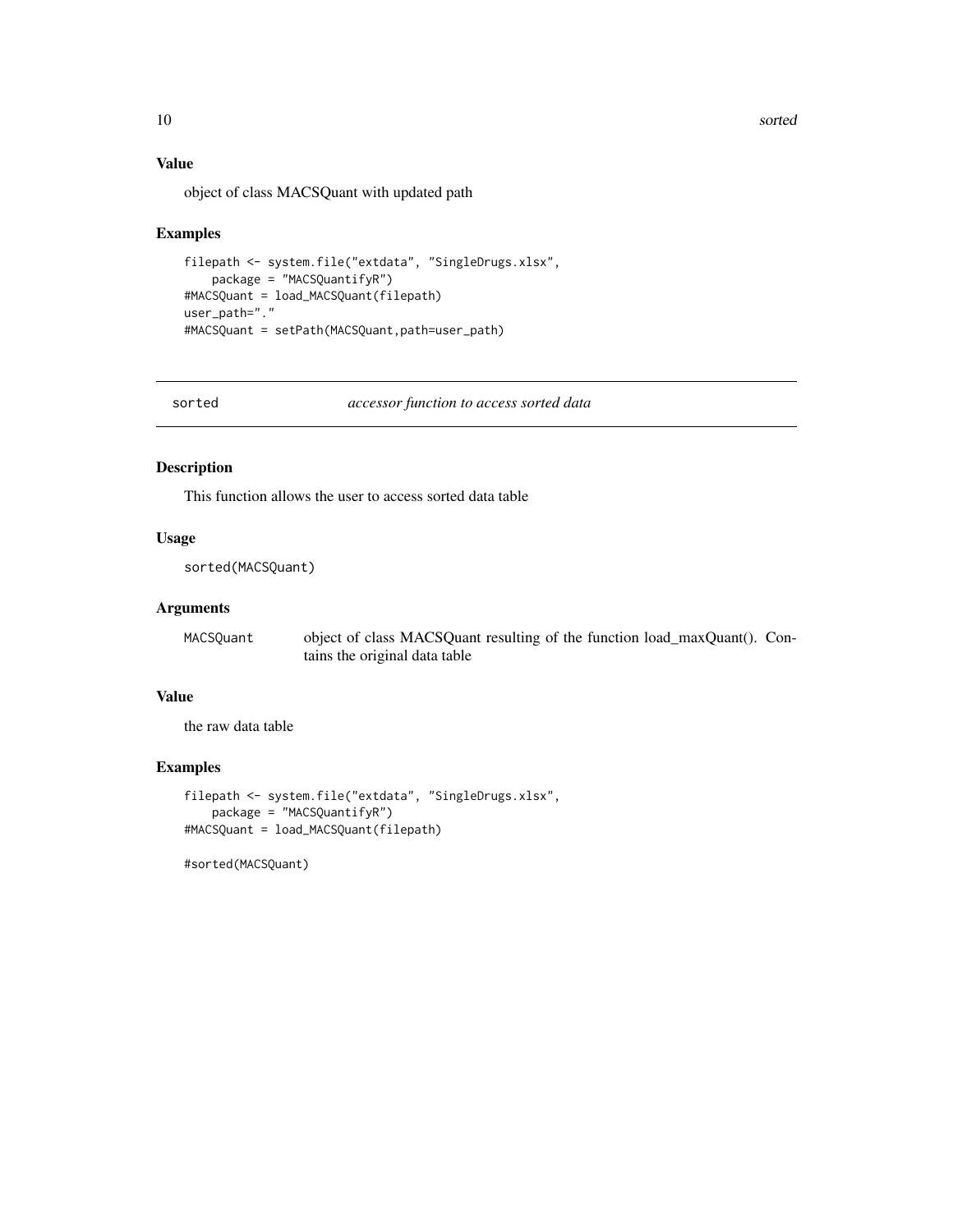### Value

object of class MACSQuant with updated path

### Examples

```
filepath <- system.file("extdata", "SingleDrugs.xlsx",
    package = "MACSQuantifyR")
#MACSQuant = load_MACSQuant(filepath)
user_path="."
#MACSQuant = setPath(MACSQuant,path=user_path)
```

---

## sorted *accessor function to access sorted data*

---

### Description

This function allows the user to access sorted data table

### Usage

```
sorted(MACSQuant)
```

### Arguments

| | |
|---|---|
| MACSQuant | object of class MACSQuant resulting of the function load_maxQuant(). Contains the original data table |

### Value

the raw data table

### Examples

```
filepath <- system.file("extdata", "SingleDrugs.xlsx",
    package = "MACSQuantifyR")
#MACSQuant = load_MACSQuant(filepath)

#sorted(MACSQuant)
```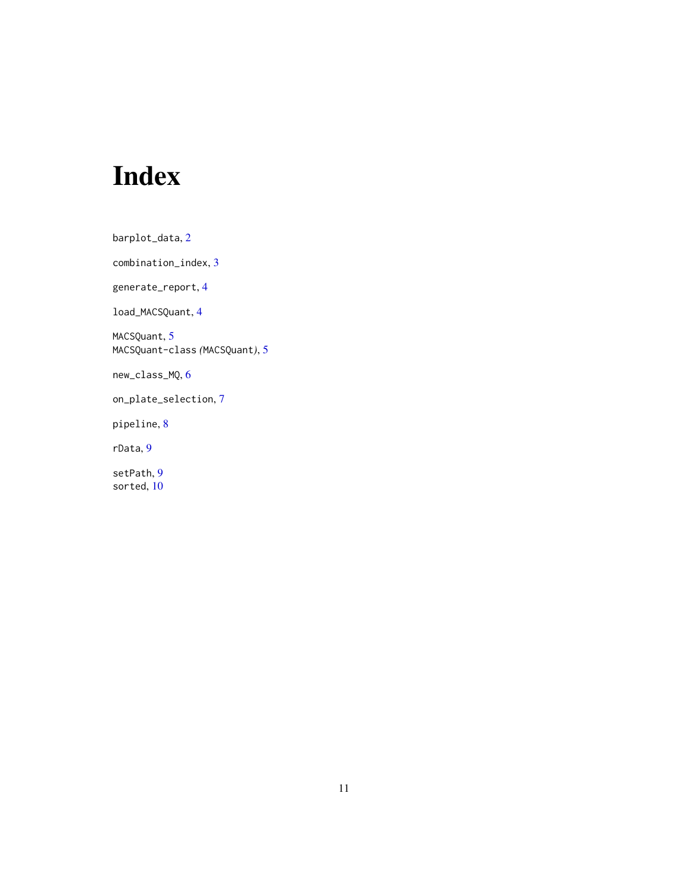# Index

barplot_data, 2

combination_index, 3

generate_report, 4

load_MACSQuant, 4

MACSQuant, 5
MACSQuant-class (MACSQuant), 5

new_class_MQ, 6

on_plate_selection, 7

pipeline, 8

rData, 9

setPath, 9
sorted, 10